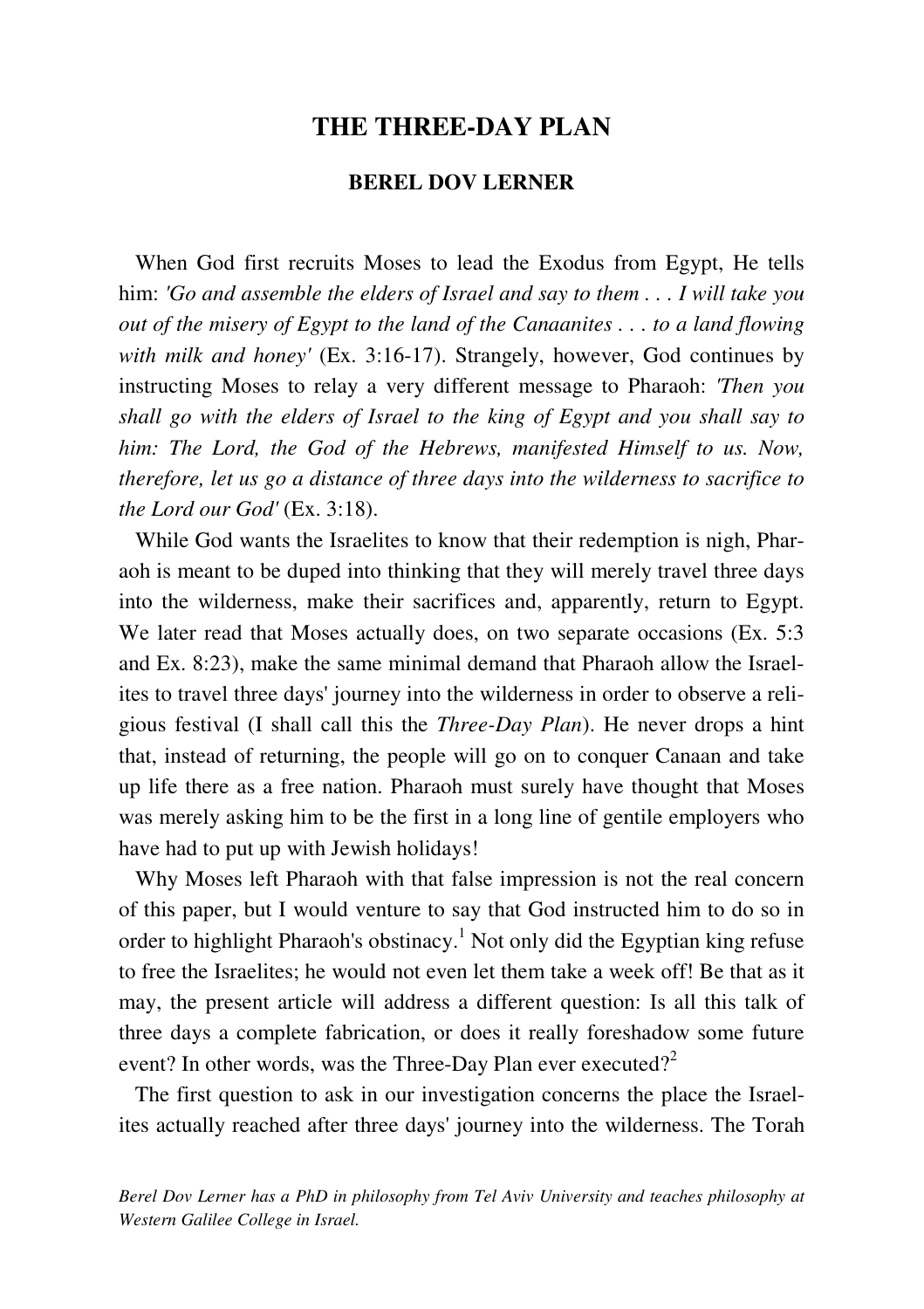# THE THREE-DAY PLAN

## BEREL DOV LERNER

When God first recruits Moses to lead the Exodus from Egypt, He tells him: *'Go and assemble the elders of Israel and say to them . . . I will take you out of the misery of Egypt to the land of the Canaanites . . . to a land flowing with milk and honey'* (Ex. 3:16-17). Strangely, however, God continues by instructing Moses to relay a very different message to Pharaoh: *'Then you shall go with the elders of Israel to the king of Egypt and you shall say to him: The Lord, the God of the Hebrews, manifested Himself to us. Now, therefore, let us go a distance of three days into the wilderness to sacrifice to the Lord our God'* (Ex. 3:18).

While God wants the Israelites to know that their redemption is nigh, Pharaoh is meant to be duped into thinking that they will merely travel three days into the wilderness, make their sacrifices and, apparently, return to Egypt. We later read that Moses actually does, on two separate occasions (Ex. 5:3 and Ex. 8:23), make the same minimal demand that Pharaoh allow the Israelites to travel three days' journey into the wilderness in order to observe a religious festival (I shall call this the *Three-Day Plan*). He never drops a hint that, instead of returning, the people will go on to conquer Canaan and take up life there as a free nation. Pharaoh must surely have thought that Moses was merely asking him to be the first in a long line of gentile employers who have had to put up with Jewish holidays!

Why Moses left Pharaoh with that false impression is not the real concern of this paper, but I would venture to say that God instructed him to do so in order to highlight Pharaoh's obstinacy.[1] Not only did the Egyptian king refuse to free the Israelites; he would not even let them take a week off! Be that as it may, the present article will address a different question: Is all this talk of three days a complete fabrication, or does it really foreshadow some future event? In other words, was the Three-Day Plan ever executed?[2]

The first question to ask in our investigation concerns the place the Israelites actually reached after three days' journey into the wilderness. The Torah

*Berel Dov Lerner has a PhD in philosophy from Tel Aviv University and teaches philosophy at Western Galilee College in Israel.*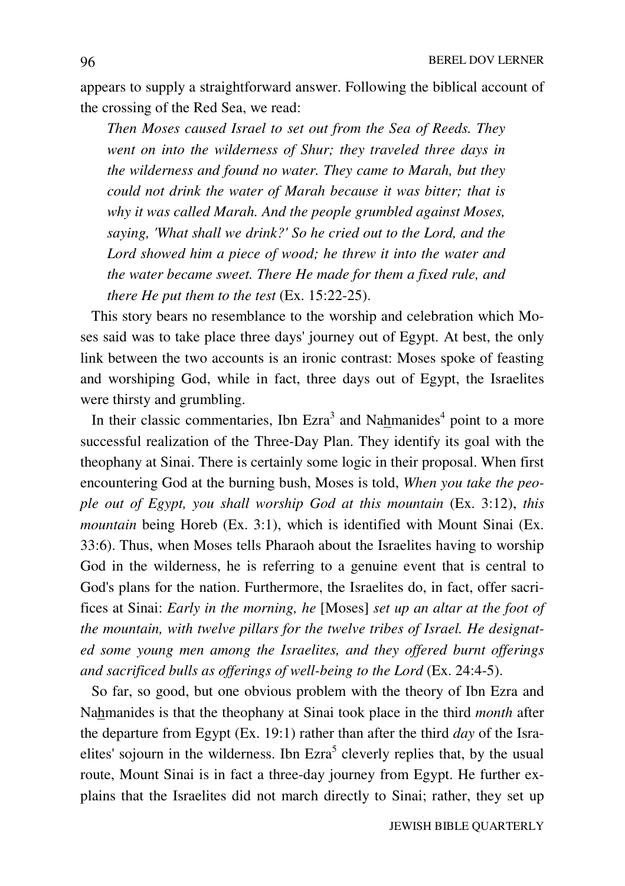appears to supply a straightforward answer. Following the biblical account of the crossing of the Red Sea, we read:

> *Then Moses caused Israel to set out from the Sea of Reeds. They went on into the wilderness of Shur; they traveled three days in the wilderness and found no water. They came to Marah, but they could not drink the water of Marah because it was bitter; that is why it was called Marah. And the people grumbled against Moses, saying, 'What shall we drink?' So he cried out to the Lord, and the Lord showed him a piece of wood; he threw it into the water and the water became sweet. There He made for them a fixed rule, and there He put them to the test* (Ex. 15:22-25).

This story bears no resemblance to the worship and celebration which Moses said was to take place three days' journey out of Egypt. At best, the only link between the two accounts is an ironic contrast: Moses spoke of feasting and worshiping God, while in fact, three days out of Egypt, the Israelites were thirsty and grumbling.

In their classic commentaries, Ibn Ezra[3] and Nahmanides[4] point to a more successful realization of the Three-Day Plan. They identify its goal with the theophany at Sinai. There is certainly some logic in their proposal. When first encountering God at the burning bush, Moses is told, *When you take the people out of Egypt, you shall worship God at this mountain* (Ex. 3:12), *this mountain* being Horeb (Ex. 3:1), which is identified with Mount Sinai (Ex. 33:6). Thus, when Moses tells Pharaoh about the Israelites having to worship God in the wilderness, he is referring to a genuine event that is central to God's plans for the nation. Furthermore, the Israelites do, in fact, offer sacrifices at Sinai: *Early in the morning, he* [Moses] *set up an altar at the foot of the mountain, with twelve pillars for the twelve tribes of Israel. He designated some young men among the Israelites, and they offered burnt offerings and sacrificed bulls as offerings of well-being to the Lord* (Ex. 24:4-5).

So far, so good, but one obvious problem with the theory of Ibn Ezra and Nahmanides is that the theophany at Sinai took place in the third *month* after the departure from Egypt (Ex. 19:1) rather than after the third *day* of the Israelites' sojourn in the wilderness. Ibn Ezra[5] cleverly replies that, by the usual route, Mount Sinai is in fact a three-day journey from Egypt. He further explains that the Israelites did not march directly to Sinai; rather, they set up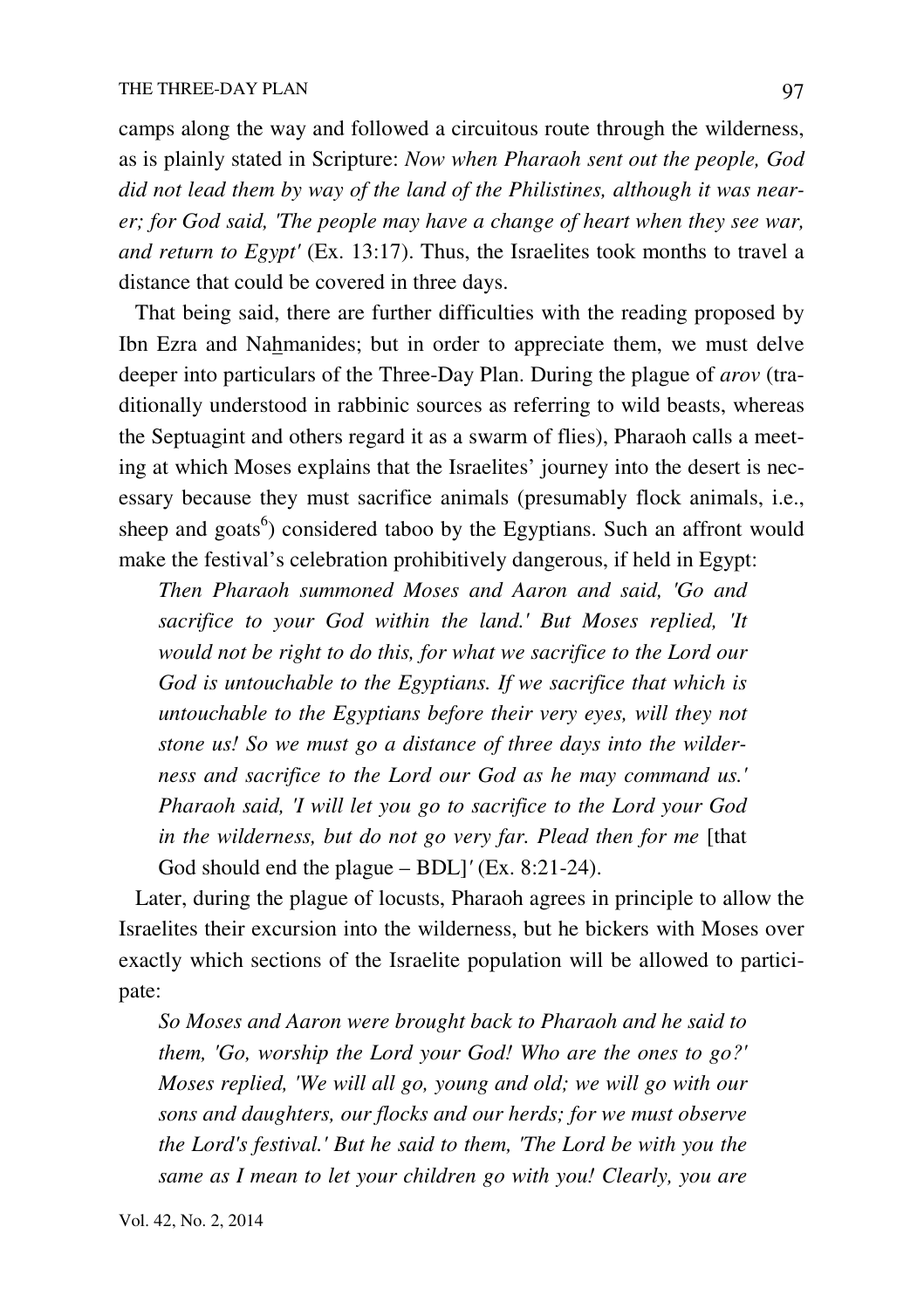camps along the way and followed a circuitous route through the wilderness, as is plainly stated in Scripture: *Now when Pharaoh sent out the people, God did not lead them by way of the land of the Philistines, although it was nearer; for God said, 'The people may have a change of heart when they see war, and return to Egypt'* (Ex. 13:17). Thus, the Israelites took months to travel a distance that could be covered in three days.

That being said, there are further difficulties with the reading proposed by Ibn Ezra and Naḫmanides; but in order to appreciate them, we must delve deeper into particulars of the Three-Day Plan. During the plague of *arov* (traditionally understood in rabbinic sources as referring to wild beasts, whereas the Septuagint and others regard it as a swarm of flies), Pharaoh calls a meeting at which Moses explains that the Israelites' journey into the desert is necessary because they must sacrifice animals (presumably flock animals, i.e., sheep and goats[6]) considered taboo by the Egyptians. Such an affront would make the festival's celebration prohibitively dangerous, if held in Egypt:

> *Then Pharaoh summoned Moses and Aaron and said, 'Go and sacrifice to your God within the land.' But Moses replied, 'It would not be right to do this, for what we sacrifice to the Lord our God is untouchable to the Egyptians. If we sacrifice that which is untouchable to the Egyptians before their very eyes, will they not stone us! So we must go a distance of three days into the wilderness and sacrifice to the Lord our God as he may command us.' Pharaoh said, 'I will let you go to sacrifice to the Lord your God in the wilderness, but do not go very far. Plead then for me* [that God should end the plague – BDL]*'* (Ex. 8:21-24).

Later, during the plague of locusts, Pharaoh agrees in principle to allow the Israelites their excursion into the wilderness, but he bickers with Moses over exactly which sections of the Israelite population will be allowed to participate:

> *So Moses and Aaron were brought back to Pharaoh and he said to them, 'Go, worship the Lord your God! Who are the ones to go?' Moses replied, 'We will all go, young and old; we will go with our sons and daughters, our flocks and our herds; for we must observe the Lord's festival.' But he said to them, 'The Lord be with you the same as I mean to let your children go with you! Clearly, you are*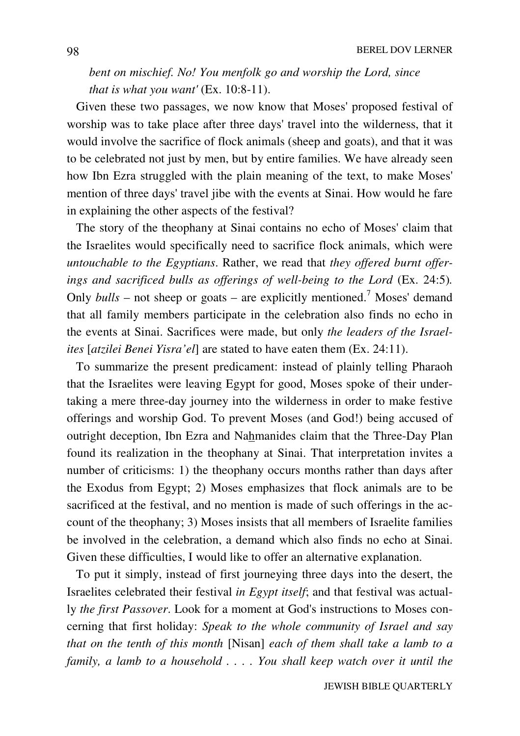*bent on mischief. No! You menfolk go and worship the Lord, since that is what you want'* (Ex. 10:8-11).

Given these two passages, we now know that Moses' proposed festival of worship was to take place after three days' travel into the wilderness, that it would involve the sacrifice of flock animals (sheep and goats), and that it was to be celebrated not just by men, but by entire families. We have already seen how Ibn Ezra struggled with the plain meaning of the text, to make Moses' mention of three days' travel jibe with the events at Sinai. How would he fare in explaining the other aspects of the festival?

The story of the theophany at Sinai contains no echo of Moses' claim that the Israelites would specifically need to sacrifice flock animals, which were *untouchable to the Egyptians*. Rather, we read that *they offered burnt offerings and sacrificed bulls as offerings of well-being to the Lord* (Ex. 24:5). Only *bulls* – not sheep or goats – are explicitly mentioned.[7] Moses' demand that all family members participate in the celebration also finds no echo in the events at Sinai. Sacrifices were made, but only *the leaders of the Israelites* [*atzilei Benei Yisra'el*] are stated to have eaten them (Ex. 24:11).

To summarize the present predicament: instead of plainly telling Pharaoh that the Israelites were leaving Egypt for good, Moses spoke of their undertaking a mere three-day journey into the wilderness in order to make festive offerings and worship God. To prevent Moses (and God!) being accused of outright deception, Ibn Ezra and Nahmanides claim that the Three-Day Plan found its realization in the theophany at Sinai. That interpretation invites a number of criticisms: 1) the theophany occurs months rather than days after the Exodus from Egypt; 2) Moses emphasizes that flock animals are to be sacrificed at the festival, and no mention is made of such offerings in the account of the theophany; 3) Moses insists that all members of Israelite families be involved in the celebration, a demand which also finds no echo at Sinai. Given these difficulties, I would like to offer an alternative explanation.

To put it simply, instead of first journeying three days into the desert, the Israelites celebrated their festival *in Egypt itself*; and that festival was actually *the first Passover*. Look for a moment at God's instructions to Moses concerning that first holiday: *Speak to the whole community of Israel and say that on the tenth of this month* [Nisan] *each of them shall take a lamb to a family, a lamb to a household . . . . You shall keep watch over it until the*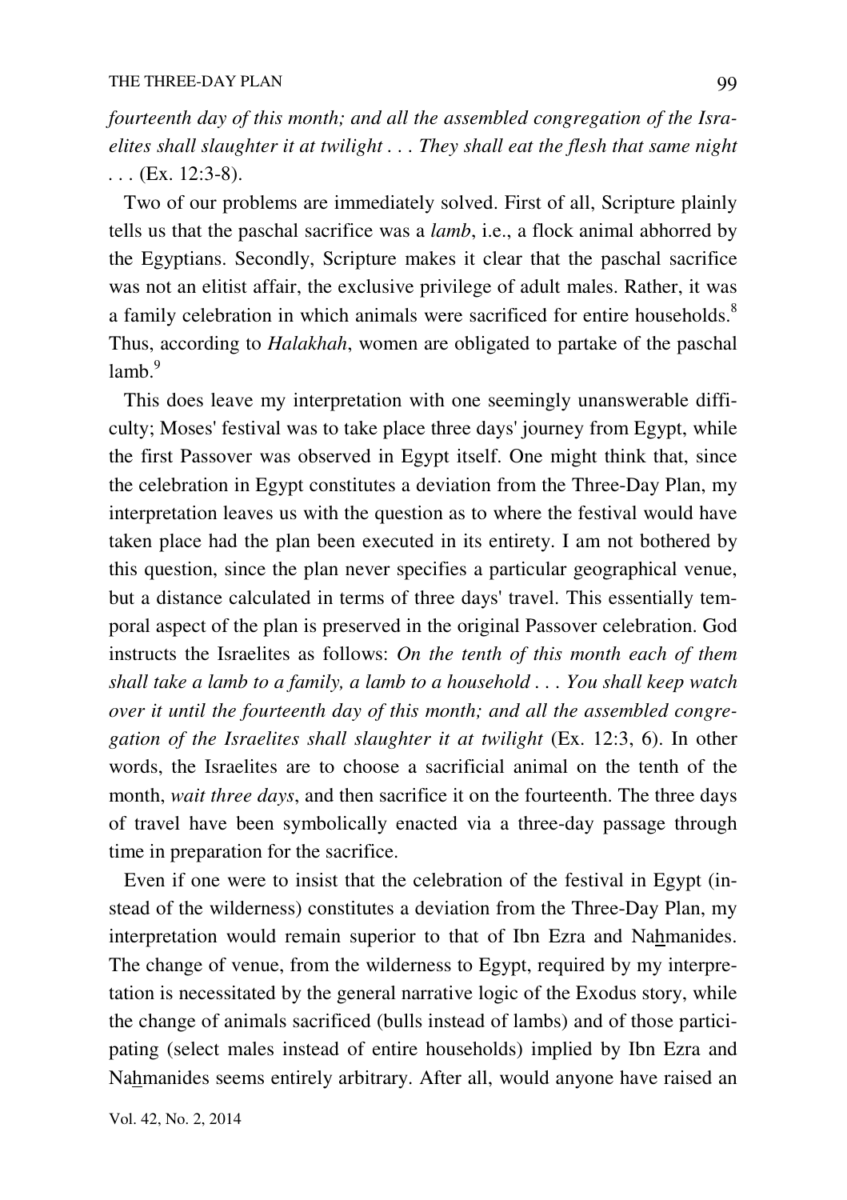*fourteenth day of this month; and all the assembled congregation of the Israelites shall slaughter it at twilight . . . They shall eat the flesh that same night* . . . (Ex. 12:3-8).

Two of our problems are immediately solved. First of all, Scripture plainly tells us that the paschal sacrifice was a *lamb*, i.e., a flock animal abhorred by the Egyptians. Secondly, Scripture makes it clear that the paschal sacrifice was not an elitist affair, the exclusive privilege of adult males. Rather, it was a family celebration in which animals were sacrificed for entire households.[8] Thus, according to *Halakhah*, women are obligated to partake of the paschal lamb.[9]

This does leave my interpretation with one seemingly unanswerable difficulty; Moses' festival was to take place three days' journey from Egypt, while the first Passover was observed in Egypt itself. One might think that, since the celebration in Egypt constitutes a deviation from the Three-Day Plan, my interpretation leaves us with the question as to where the festival would have taken place had the plan been executed in its entirety. I am not bothered by this question, since the plan never specifies a particular geographical venue, but a distance calculated in terms of three days' travel. This essentially temporal aspect of the plan is preserved in the original Passover celebration. God instructs the Israelites as follows: *On the tenth of this month each of them shall take a lamb to a family, a lamb to a household . . . You shall keep watch over it until the fourteenth day of this month; and all the assembled congregation of the Israelites shall slaughter it at twilight* (Ex. 12:3, 6). In other words, the Israelites are to choose a sacrificial animal on the tenth of the month, *wait three days*, and then sacrifice it on the fourteenth. The three days of travel have been symbolically enacted via a three-day passage through time in preparation for the sacrifice.

Even if one were to insist that the celebration of the festival in Egypt (instead of the wilderness) constitutes a deviation from the Three-Day Plan, my interpretation would remain superior to that of Ibn Ezra and Nahmanides. The change of venue, from the wilderness to Egypt, required by my interpretation is necessitated by the general narrative logic of the Exodus story, while the change of animals sacrificed (bulls instead of lambs) and of those participating (select males instead of entire households) implied by Ibn Ezra and Nahmanides seems entirely arbitrary. After all, would anyone have raised an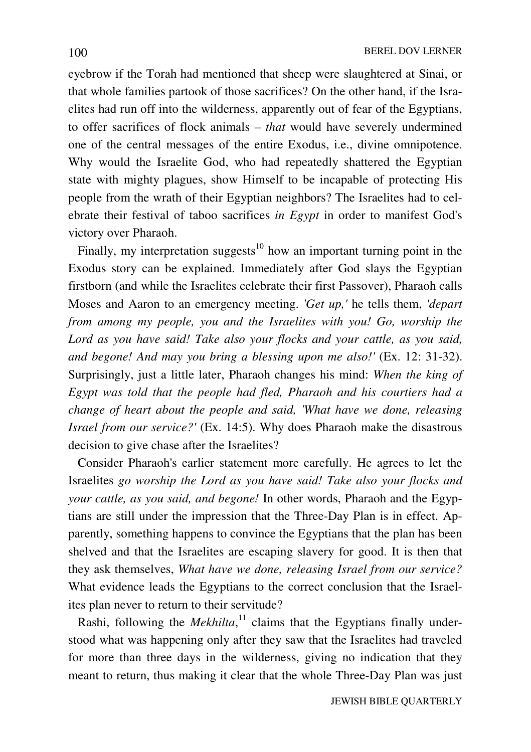eyebrow if the Torah had mentioned that sheep were slaughtered at Sinai, or that whole families partook of those sacrifices? On the other hand, if the Israelites had run off into the wilderness, apparently out of fear of the Egyptians, to offer sacrifices of flock animals – *that* would have severely undermined one of the central messages of the entire Exodus, i.e., divine omnipotence. Why would the Israelite God, who had repeatedly shattered the Egyptian state with mighty plagues, show Himself to be incapable of protecting His people from the wrath of their Egyptian neighbors? The Israelites had to celebrate their festival of taboo sacrifices *in Egypt* in order to manifest God's victory over Pharaoh.

Finally, my interpretation suggests[10] how an important turning point in the Exodus story can be explained. Immediately after God slays the Egyptian firstborn (and while the Israelites celebrate their first Passover), Pharaoh calls Moses and Aaron to an emergency meeting. *'Get up,'* he tells them, *'depart from among my people, you and the Israelites with you! Go, worship the Lord as you have said! Take also your flocks and your cattle, as you said, and begone! And may you bring a blessing upon me also!'* (Ex. 12: 31-32). Surprisingly, just a little later, Pharaoh changes his mind: *When the king of Egypt was told that the people had fled, Pharaoh and his courtiers had a change of heart about the people and said, 'What have we done, releasing Israel from our service?'* (Ex. 14:5). Why does Pharaoh make the disastrous decision to give chase after the Israelites?

Consider Pharaoh's earlier statement more carefully. He agrees to let the Israelites *go worship the Lord as you have said! Take also your flocks and your cattle, as you said, and begone!* In other words, Pharaoh and the Egyptians are still under the impression that the Three-Day Plan is in effect. Apparently, something happens to convince the Egyptians that the plan has been shelved and that the Israelites are escaping slavery for good. It is then that they ask themselves, *What have we done, releasing Israel from our service?* What evidence leads the Egyptians to the correct conclusion that the Israelites plan never to return to their servitude?

Rashi, following the *Mekhilta*,[11] claims that the Egyptians finally understood what was happening only after they saw that the Israelites had traveled for more than three days in the wilderness, giving no indication that they meant to return, thus making it clear that the whole Three-Day Plan was just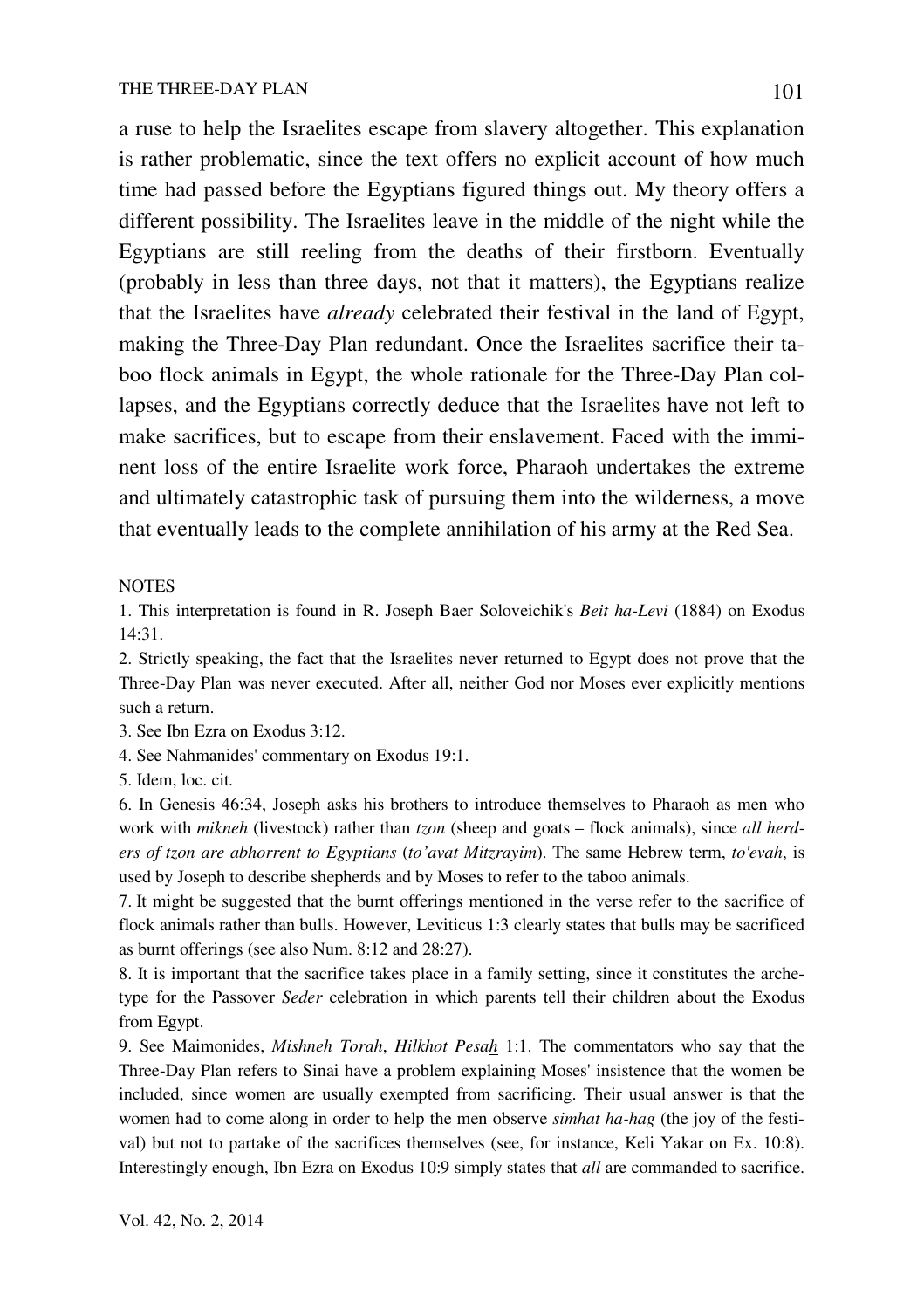a ruse to help the Israelites escape from slavery altogether. This explanation is rather problematic, since the text offers no explicit account of how much time had passed before the Egyptians figured things out. My theory offers a different possibility. The Israelites leave in the middle of the night while the Egyptians are still reeling from the deaths of their firstborn. Eventually (probably in less than three days, not that it matters), the Egyptians realize that the Israelites have *already* celebrated their festival in the land of Egypt, making the Three-Day Plan redundant. Once the Israelites sacrifice their taboo flock animals in Egypt, the whole rationale for the Three-Day Plan collapses, and the Egyptians correctly deduce that the Israelites have not left to make sacrifices, but to escape from their enslavement. Faced with the imminent loss of the entire Israelite work force, Pharaoh undertakes the extreme and ultimately catastrophic task of pursuing them into the wilderness, a move that eventually leads to the complete annihilation of his army at the Red Sea.

NOTES

1. This interpretation is found in R. Joseph Baer Soloveichik's *Beit ha-Levi* (1884) on Exodus 14:31.

2. Strictly speaking, the fact that the Israelites never returned to Egypt does not prove that the Three-Day Plan was never executed. After all, neither God nor Moses ever explicitly mentions such a return.

3. See Ibn Ezra on Exodus 3:12.

4. See Nahmanides' commentary on Exodus 19:1.

5. Idem, loc. cit.

6. In Genesis 46:34, Joseph asks his brothers to introduce themselves to Pharaoh as men who work with *mikneh* (livestock) rather than *tzon* (sheep and goats – flock animals), since *all herders of tzon are abhorrent to Egyptians* (*to'avat Mitzrayim*). The same Hebrew term, *to'evah*, is used by Joseph to describe shepherds and by Moses to refer to the taboo animals.

7. It might be suggested that the burnt offerings mentioned in the verse refer to the sacrifice of flock animals rather than bulls. However, Leviticus 1:3 clearly states that bulls may be sacrificed as burnt offerings (see also Num. 8:12 and 28:27).

8. It is important that the sacrifice takes place in a family setting, since it constitutes the archetype for the Passover *Seder* celebration in which parents tell their children about the Exodus from Egypt.

9. See Maimonides, *Mishneh Torah*, *Hilkhot Pesah* 1:1. The commentators who say that the Three-Day Plan refers to Sinai have a problem explaining Moses' insistence that the women be included, since women are usually exempted from sacrificing. Their usual answer is that the women had to come along in order to help the men observe *simhat ha-hag* (the joy of the festival) but not to partake of the sacrifices themselves (see, for instance, Keli Yakar on Ex. 10:8). Interestingly enough, Ibn Ezra on Exodus 10:9 simply states that *all* are commanded to sacrifice.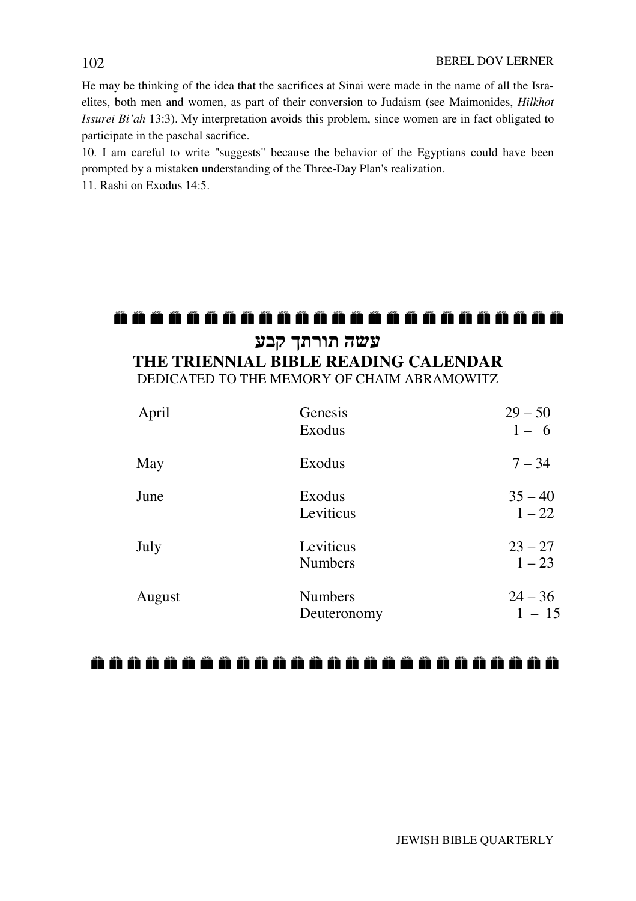He may be thinking of the idea that the sacrifices at Sinai were made in the name of all the Israelites, both men and women, as part of their conversion to Judaism (see Maimonides, *Hilkhot Issurei Bi'ah* 13:3). My interpretation avoids this problem, since women are in fact obligated to participate in the paschal sacrifice.

10. I am careful to write "suggests" because the behavior of the Egyptians could have been prompted by a mistaken understanding of the Three-Day Plan's realization.

11. Rashi on Exodus 14:5.

## עשה תורתך קבע

## THE TRIENNIAL BIBLE READING CALENDAR

DEDICATED TO THE MEMORY OF CHAIM ABRAMOWITZ

| | | |
|---|---|---|
| April | Genesis | 29 – 50 |
| | Exodus | 1 – 6 |
| May | Exodus | 7 – 34 |
| June | Exodus | 35 – 40 |
| | Leviticus | 1 – 22 |
| July | Leviticus | 23 – 27 |
| | Numbers | 1 – 23 |
| August | Numbers | 24 – 36 |
| | Deuteronomy | 1 – 15 |